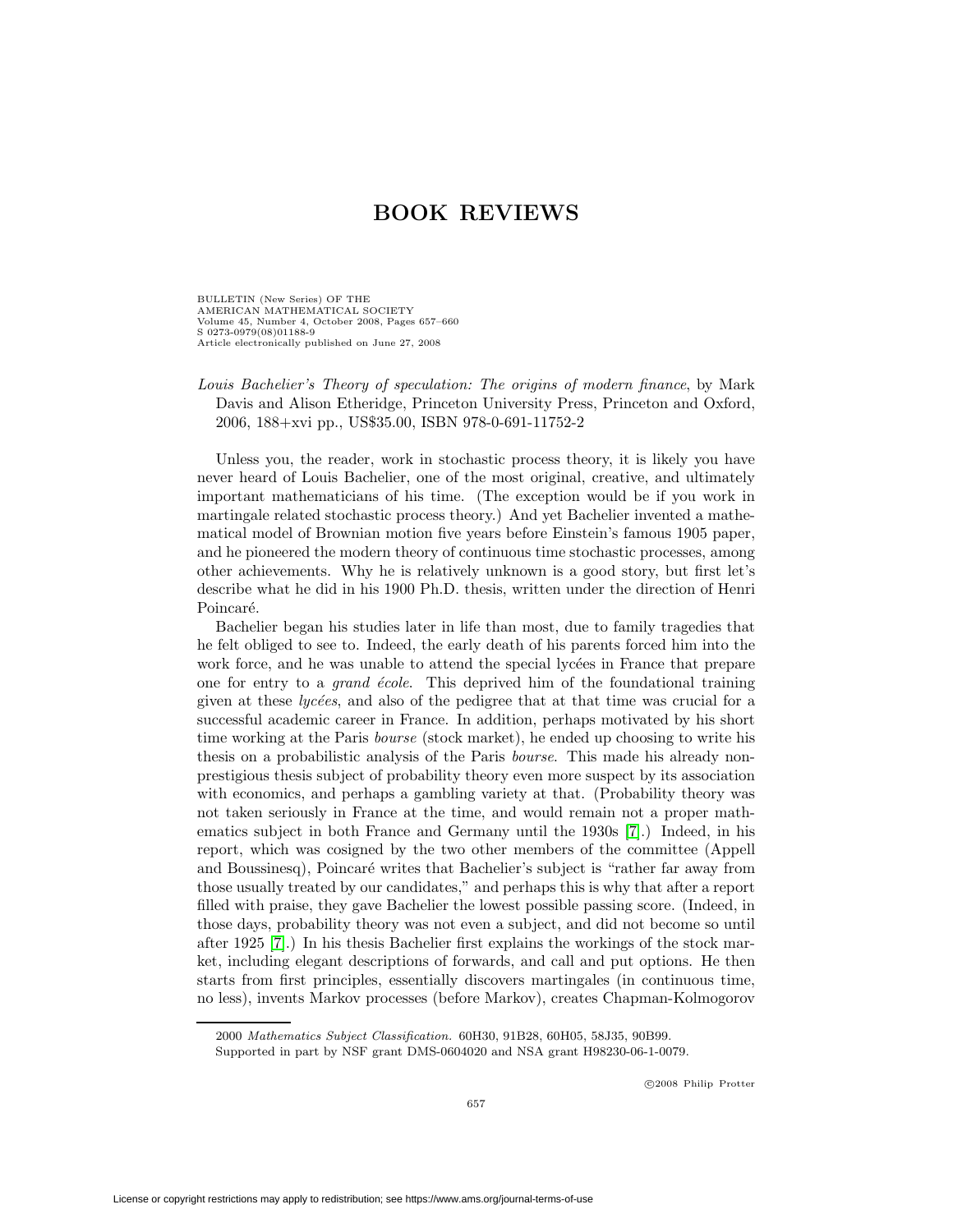# BOOK REVIEWS

*Louis Bachelier's Theory of speculation: The origins of modern finance*, by Mark Davis and Alison Etheridge, Princeton University Press, Princeton and Oxford, 2006, 188+xvi pp., US$35.00, ISBN 978-0-691-11752-2

Unless you, the reader, work in stochastic process theory, it is likely you have never heard of Louis Bachelier, one of the most original, creative, and ultimately important mathematicians of his time. (The exception would be if you work in martingale related stochastic process theory.) And yet Bachelier invented a mathematical model of Brownian motion five years before Einstein's famous 1905 paper, and he pioneered the modern theory of continuous time stochastic processes, among other achievements. Why he is relatively unknown is a good story, but first let's describe what he did in his 1900 Ph.D. thesis, written under the direction of Henri Poincaré.

Bachelier began his studies later in life than most, due to family tragedies that he felt obliged to see to. Indeed, the early death of his parents forced him into the work force, and he was unable to attend the special lycées in France that prepare one for entry to a *grand école*. This deprived him of the foundational training given at these *lycées*, and also of the pedigree that at that time was crucial for a successful academic career in France. In addition, perhaps motivated by his short time working at the Paris *bourse* (stock market), he ended up choosing to write his thesis on a probabilistic analysis of the Paris *bourse*. This made his already non-prestigious thesis subject of probability theory even more suspect by its association with economics, and perhaps a gambling variety at that. (Probability theory was not taken seriously in France at the time, and would remain not a proper mathematics subject in both France and Germany until the 1930s [7].) Indeed, in his report, which was cosigned by the two other members of the committee (Appell and Boussinesq), Poincaré writes that Bachelier's subject is "rather far away from those usually treated by our candidates," and perhaps this is why that after a report filled with praise, they gave Bachelier the lowest possible passing score. (Indeed, in those days, probability theory was not even a subject, and did not become so until after 1925 [7].) In his thesis Bachelier first explains the workings of the stock market, including elegant descriptions of forwards, and call and put options. He then starts from first principles, essentially discovers martingales (in continuous time, no less), invents Markov processes (before Markov), creates Chapman-Kolmogorov

2000 *Mathematics Subject Classification.* 60H30, 91B28, 60H05, 58J35, 90B99.

Supported in part by NSF grant DMS-0604020 and NSA grant H98230-06-1-0079.

©2008 Philip Protter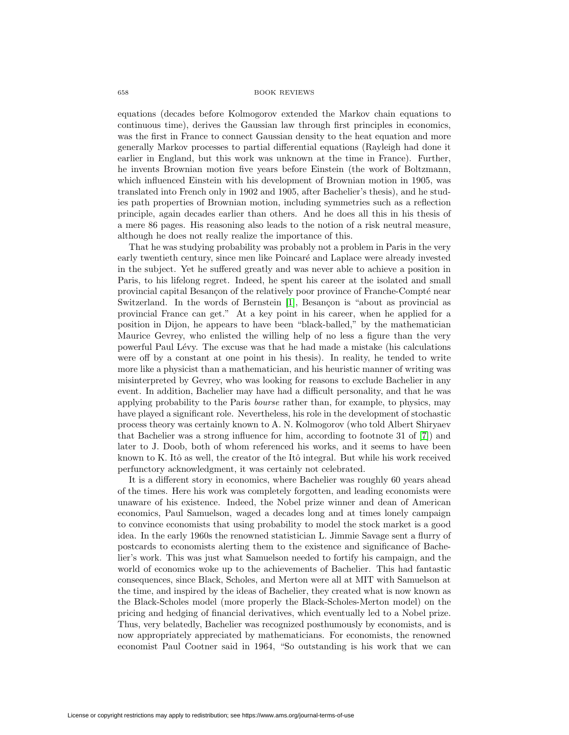equations (decades before Kolmogorov extended the Markov chain equations to continuous time), derives the Gaussian law through first principles in economics, was the first in France to connect Gaussian density to the heat equation and more generally Markov processes to partial differential equations (Rayleigh had done it earlier in England, but this work was unknown at the time in France). Further, he invents Brownian motion five years before Einstein (the work of Boltzmann, which influenced Einstein with his development of Brownian motion in 1905, was translated into French only in 1902 and 1905, after Bachelier's thesis), and he studies path properties of Brownian motion, including symmetries such as a reflection principle, again decades earlier than others. And he does all this in his thesis of a mere 86 pages. His reasoning also leads to the notion of a risk neutral measure, although he does not really realize the importance of this.

That he was studying probability was probably not a problem in Paris in the very early twentieth century, since men like Poincaré and Laplace were already invested in the subject. Yet he suffered greatly and was never able to achieve a position in Paris, to his lifelong regret. Indeed, he spent his career at the isolated and small provincial capital Besançon of the relatively poor province of Franche-Compté near Switzerland. In the words of Bernstein [1], Besançon is "about as provincial as provincial France can get." At a key point in his career, when he applied for a position in Dijon, he appears to have been "black-balled," by the mathematician Maurice Gevrey, who enlisted the willing help of no less a figure than the very powerful Paul Lévy. The excuse was that he had made a mistake (his calculations were off by a constant at one point in his thesis). In reality, he tended to write more like a physicist than a mathematician, and his heuristic manner of writing was misinterpreted by Gevrey, who was looking for reasons to exclude Bachelier in any event. In addition, Bachelier may have had a difficult personality, and that he was applying probability to the Paris *bourse* rather than, for example, to physics, may have played a significant role. Nevertheless, his role in the development of stochastic process theory was certainly known to A. N. Kolmogorov (who told Albert Shiryaev that Bachelier was a strong influence for him, according to footnote 31 of [7]) and later to J. Doob, both of whom referenced his works, and it seems to have been known to K. Itô as well, the creator of the Itô integral. But while his work received perfunctory acknowledgment, it was certainly not celebrated.

It is a different story in economics, where Bachelier was roughly 60 years ahead of the times. Here his work was completely forgotten, and leading economists were unaware of his existence. Indeed, the Nobel prize winner and dean of American economics, Paul Samuelson, waged a decades long and at times lonely campaign to convince economists that using probability to model the stock market is a good idea. In the early 1960s the renowned statistician L. Jimmie Savage sent a flurry of postcards to economists alerting them to the existence and significance of Bachelier's work. This was just what Samuelson needed to fortify his campaign, and the world of economics woke up to the achievements of Bachelier. This had fantastic consequences, since Black, Scholes, and Merton were all at MIT with Samuelson at the time, and inspired by the ideas of Bachelier, they created what is now known as the Black-Scholes model (more properly the Black-Scholes-Merton model) on the pricing and hedging of financial derivatives, which eventually led to a Nobel prize. Thus, very belatedly, Bachelier was recognized posthumously by economists, and is now appropriately appreciated by mathematicians. For economists, the renowned economist Paul Cootner said in 1964, "So outstanding is his work that we can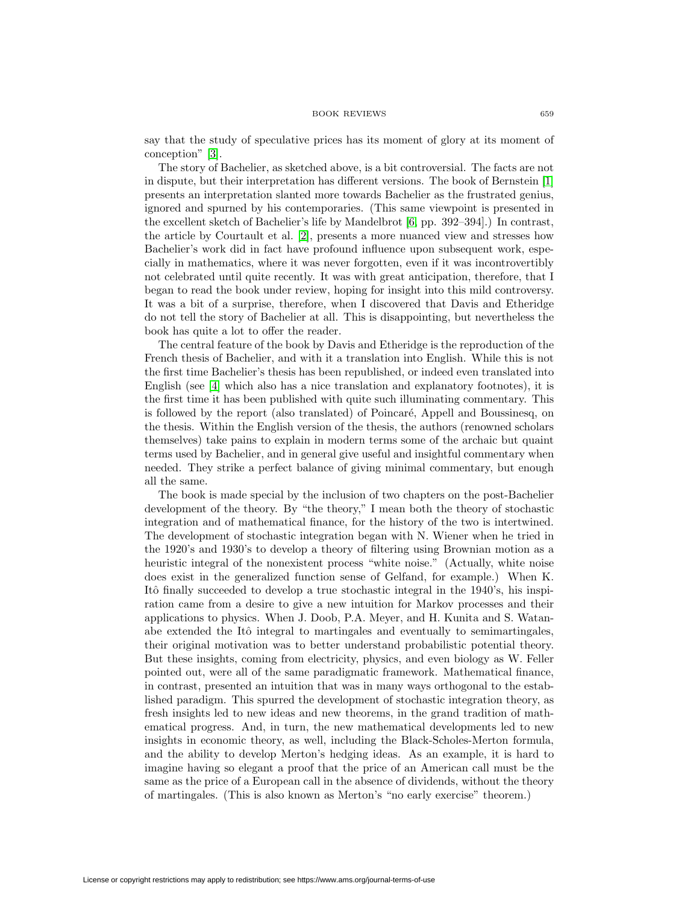say that the study of speculative prices has its moment of glory at its moment of conception" [3].

The story of Bachelier, as sketched above, is a bit controversial. The facts are not in dispute, but their interpretation has different versions. The book of Bernstein [1] presents an interpretation slanted more towards Bachelier as the frustrated genius, ignored and spurned by his contemporaries. (This same viewpoint is presented in the excellent sketch of Bachelier's life by Mandelbrot [6, pp. 392–394].) In contrast, the article by Courtault et al. [2], presents a more nuanced view and stresses how Bachelier's work did in fact have profound influence upon subsequent work, especially in mathematics, where it was never forgotten, even if it was incontrovertibly not celebrated until quite recently. It was with great anticipation, therefore, that I began to read the book under review, hoping for insight into this mild controversy. It was a bit of a surprise, therefore, when I discovered that Davis and Etheridge do not tell the story of Bachelier at all. This is disappointing, but nevertheless the book has quite a lot to offer the reader.

The central feature of the book by Davis and Etheridge is the reproduction of the French thesis of Bachelier, and with it a translation into English. While this is not the first time Bachelier's thesis has been republished, or indeed even translated into English (see [4] which also has a nice translation and explanatory footnotes), it is the first time it has been published with quite such illuminating commentary. This is followed by the report (also translated) of Poincaré, Appell and Boussinesq, on the thesis. Within the English version of the thesis, the authors (renowned scholars themselves) take pains to explain in modern terms some of the archaic but quaint terms used by Bachelier, and in general give useful and insightful commentary when needed. They strike a perfect balance of giving minimal commentary, but enough all the same.

The book is made special by the inclusion of two chapters on the post-Bachelier development of the theory. By "the theory," I mean both the theory of stochastic integration and of mathematical finance, for the history of the two is intertwined. The development of stochastic integration began with N. Wiener when he tried in the 1920's and 1930's to develop a theory of filtering using Brownian motion as a heuristic integral of the nonexistent process "white noise." (Actually, white noise does exist in the generalized function sense of Gelfand, for example.) When K. Itô finally succeeded to develop a true stochastic integral in the 1940's, his inspiration came from a desire to give a new intuition for Markov processes and their applications to physics. When J. Doob, P.A. Meyer, and H. Kunita and S. Watanabe extended the Itô integral to martingales and eventually to semimartingales, their original motivation was to better understand probabilistic potential theory. But these insights, coming from electricity, physics, and even biology as W. Feller pointed out, were all of the same paradigmatic framework. Mathematical finance, in contrast, presented an intuition that was in many ways orthogonal to the established paradigm. This spurred the development of stochastic integration theory, as fresh insights led to new ideas and new theorems, in the grand tradition of mathematical progress. And, in turn, the new mathematical developments led to new insights in economic theory, as well, including the Black-Scholes-Merton formula, and the ability to develop Merton's hedging ideas. As an example, it is hard to imagine having so elegant a proof that the price of an American call must be the same as the price of a European call in the absence of dividends, without the theory of martingales. (This is also known as Merton's "no early exercise" theorem.)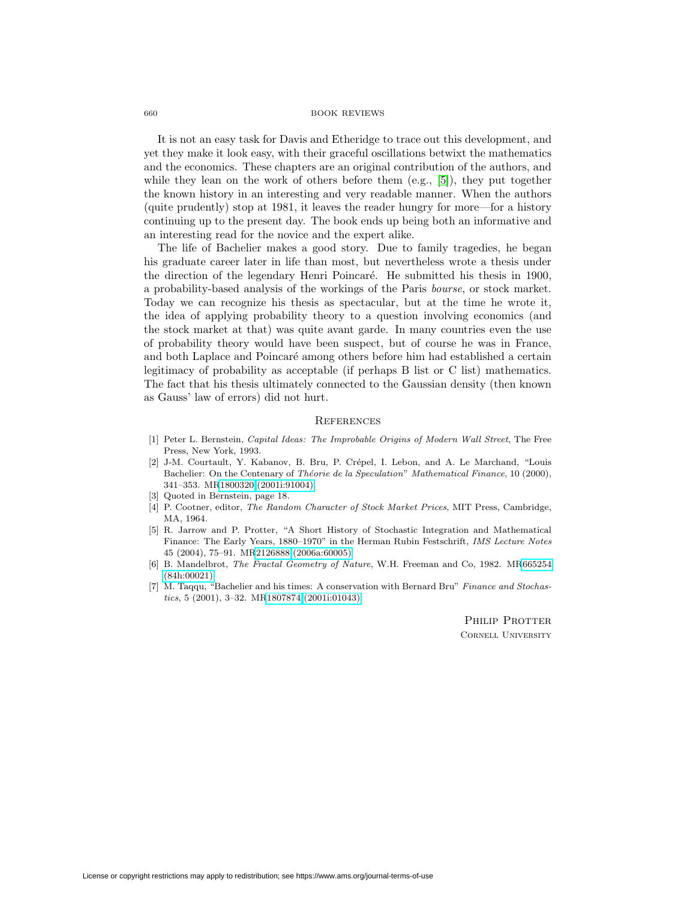It is not an easy task for Davis and Etheridge to trace out this development, and yet they make it look easy, with their graceful oscillations betwixt the mathematics and the economics. These chapters are an original contribution of the authors, and while they lean on the work of others before them (e.g., [5]), they put together the known history in an interesting and very readable manner. When the authors (quite prudently) stop at 1981, it leaves the reader hungry for more—for a history continuing up to the present day. The book ends up being both an informative and an interesting read for the novice and the expert alike.

The life of Bachelier makes a good story. Due to family tragedies, he began his graduate career later in life than most, but nevertheless wrote a thesis under the direction of the legendary Henri Poincaré. He submitted his thesis in 1900, a probability-based analysis of the workings of the Paris *bourse*, or stock market. Today we can recognize his thesis as spectacular, but at the time he wrote it, the idea of applying probability theory to a question involving economics (and the stock market at that) was quite avant garde. In many countries even the use of probability theory would have been suspect, but of course he was in France, and both Laplace and Poincaré among others before him had established a certain legitimacy of probability as acceptable (if perhaps B list or C list) mathematics. The fact that his thesis ultimately connected to the Gaussian density (then known as Gauss' law of errors) did not hurt.

## References

[1] Peter L. Bernstein, *Capital Ideas: The Improbable Origins of Modern Wall Street*, The Free Press, New York, 1993.

[2] J-M. Courtault, Y. Kabanov, B. Bru, P. Crépel, I. Lebon, and A. Le Marchand, "Louis Bachelier: On the Centenary of *Théorie de la Speculation*" *Mathematical Finance*, 10 (2000), 341–353. MR1800320 (2001i:91004)

[3] Quoted in Bernstein, page 18.

[4] P. Cootner, editor, *The Random Character of Stock Market Prices*, MIT Press, Cambridge, MA, 1964.

[5] R. Jarrow and P. Protter, "A Short History of Stochastic Integration and Mathematical Finance: The Early Years, 1880–1970" in the Herman Rubin Festschrift, *IMS Lecture Notes* 45 (2004), 75–91. MR2126888 (2006a:60005)

[6] B. Mandelbrot, *The Fractal Geometry of Nature*, W.H. Freeman and Co, 1982. MR665254 (84h:00021)

[7] M. Taqqu, "Bachelier and his times: A conservation with Bernard Bru" *Finance and Stochastics*, 5 (2001), 3–32. MR1807874 (2001i:01043)

Philip Protter
Cornell University